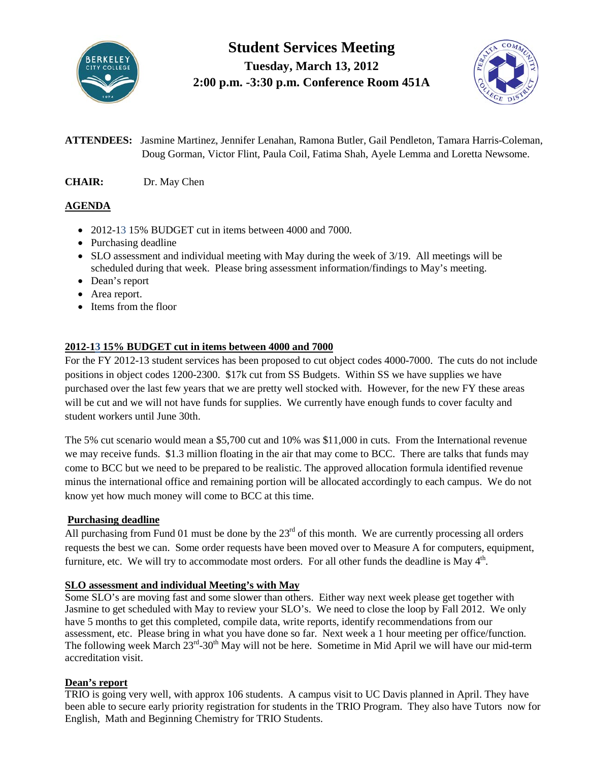# Student Services Meeting

## Tuesday, March 13, 2012
## 2:00 p.m. -3:30 p.m. Conference Room 451A

**ATTENDEES:** Jasmine Martinez, Jennifer Lenahan, Ramona Butler, Gail Pendleton, Tamara Harris-Coleman, Doug Gorman, Victor Flint, Paula Coil, Fatima Shah, Ayele Lemma and Loretta Newsome.

**CHAIR:** Dr. May Chen

**AGENDA**

- 2012-13 15% BUDGET cut in items between 4000 and 7000.
- Purchasing deadline
- SLO assessment and individual meeting with May during the week of 3/19. All meetings will be scheduled during that week. Please bring assessment information/findings to May's meeting.
- Dean's report
- Area report.
- Items from the floor

**2012-13 15% BUDGET cut in items between 4000 and 7000**

For the FY 2012-13 student services has been proposed to cut object codes 4000-7000. The cuts do not include positions in object codes 1200-2300. $17k cut from SS Budgets. Within SS we have supplies we have purchased over the last few years that we are pretty well stocked with. However, for the new FY these areas will be cut and we will not have funds for supplies. We currently have enough funds to cover faculty and student workers until June 30th.

The 5% cut scenario would mean a $5,700 cut and 10% was $11,000 in cuts. From the International revenue we may receive funds. $1.3 million floating in the air that may come to BCC. There are talks that funds may come to BCC but we need to be prepared to be realistic. The approved allocation formula identified revenue minus the international office and remaining portion will be allocated accordingly to each campus. We do not know yet how much money will come to BCC at this time.

**Purchasing deadline**

All purchasing from Fund 01 must be done by the 23rd of this month. We are currently processing all orders requests the best we can. Some order requests have been moved over to Measure A for computers, equipment, furniture, etc. We will try to accommodate most orders. For all other funds the deadline is May 4th.

**SLO assessment and individual Meeting's with May**

Some SLO's are moving fast and some slower than others. Either way next week please get together with Jasmine to get scheduled with May to review your SLO's. We need to close the loop by Fall 2012. We only have 5 months to get this completed, compile data, write reports, identify recommendations from our assessment, etc. Please bring in what you have done so far. Next week a 1 hour meeting per office/function. The following week March 23rd-30th May will not be here. Sometime in Mid April we will have our mid-term accreditation visit.

**Dean's report**

TRIO is going very well, with approx 106 students. A campus visit to UC Davis planned in April. They have been able to secure early priority registration for students in the TRIO Program. They also have Tutors now for English, Math and Beginning Chemistry for TRIO Students.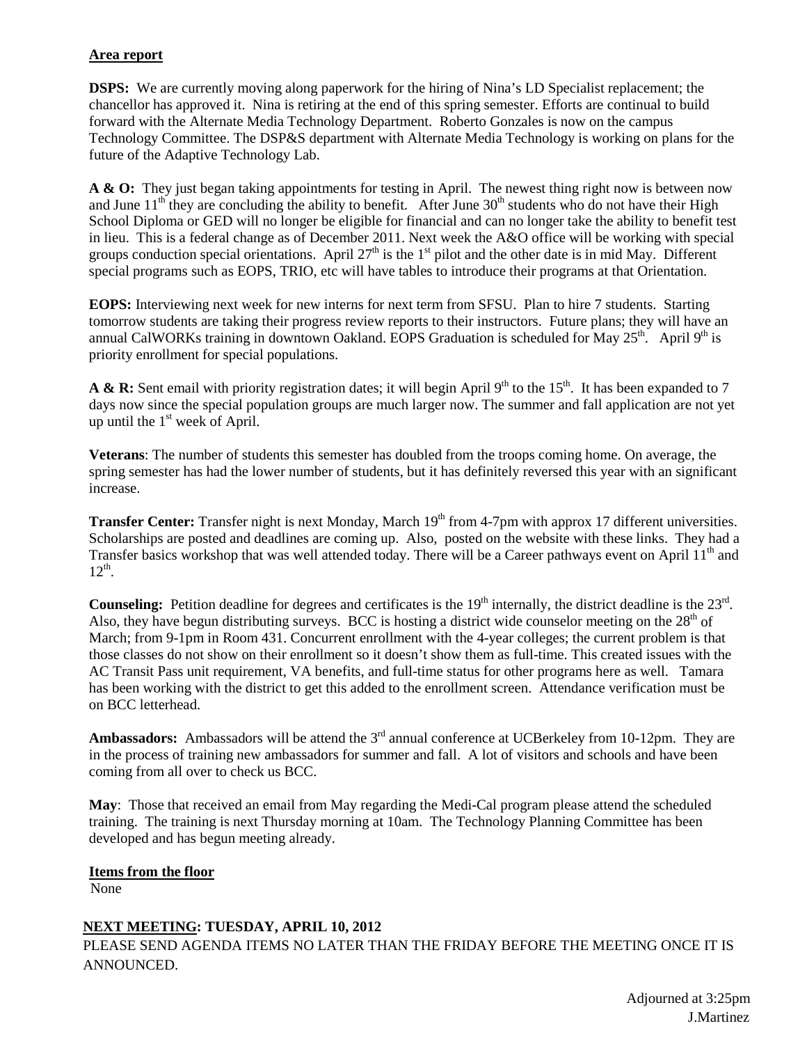**Area report**

**DSPS:** We are currently moving along paperwork for the hiring of Nina's LD Specialist replacement; the chancellor has approved it. Nina is retiring at the end of this spring semester. Efforts are continual to build forward with the Alternate Media Technology Department. Roberto Gonzales is now on the campus Technology Committee. The DSP&S department with Alternate Media Technology is working on plans for the future of the Adaptive Technology Lab.

**A & O:** They just began taking appointments for testing in April. The newest thing right now is between now and June 11th they are concluding the ability to benefit. After June 30th students who do not have their High School Diploma or GED will no longer be eligible for financial and can no longer take the ability to benefit test in lieu. This is a federal change as of December 2011. Next week the A&O office will be working with special groups conduction special orientations. April 27th is the 1st pilot and the other date is in mid May. Different special programs such as EOPS, TRIO, etc will have tables to introduce their programs at that Orientation.

**EOPS:** Interviewing next week for new interns for next term from SFSU. Plan to hire 7 students. Starting tomorrow students are taking their progress review reports to their instructors. Future plans; they will have an annual CalWORKs training in downtown Oakland. EOPS Graduation is scheduled for May 25th. April 9th is priority enrollment for special populations.

**A & R:** Sent email with priority registration dates; it will begin April 9th to the 15th. It has been expanded to 7 days now since the special population groups are much larger now. The summer and fall application are not yet up until the 1st week of April.

**Veterans**: The number of students this semester has doubled from the troops coming home. On average, the spring semester has had the lower number of students, but it has definitely reversed this year with an significant increase.

**Transfer Center:** Transfer night is next Monday, March 19th from 4-7pm with approx 17 different universities. Scholarships are posted and deadlines are coming up. Also, posted on the website with these links. They had a Transfer basics workshop that was well attended today. There will be a Career pathways event on April 11th and 12th.

**Counseling:** Petition deadline for degrees and certificates is the 19th internally, the district deadline is the 23rd. Also, they have begun distributing surveys. BCC is hosting a district wide counselor meeting on the 28th of March; from 9-1pm in Room 431. Concurrent enrollment with the 4-year colleges; the current problem is that those classes do not show on their enrollment so it doesn't show them as full-time. This created issues with the AC Transit Pass unit requirement, VA benefits, and full-time status for other programs here as well. Tamara has been working with the district to get this added to the enrollment screen. Attendance verification must be on BCC letterhead.

**Ambassadors:** Ambassadors will be attend the 3rd annual conference at UCBerkeley from 10-12pm. They are in the process of training new ambassadors for summer and fall. A lot of visitors and schools and have been coming from all over to check us BCC.

**May**: Those that received an email from May regarding the Medi-Cal program please attend the scheduled training. The training is next Thursday morning at 10am. The Technology Planning Committee has been developed and has begun meeting already.

**Items from the floor**

None

**NEXT MEETING: TUESDAY, APRIL 10, 2012**

PLEASE SEND AGENDA ITEMS NO LATER THAN THE FRIDAY BEFORE THE MEETING ONCE IT IS ANNOUNCED.

Adjourned at 3:25pm

J.Martinez